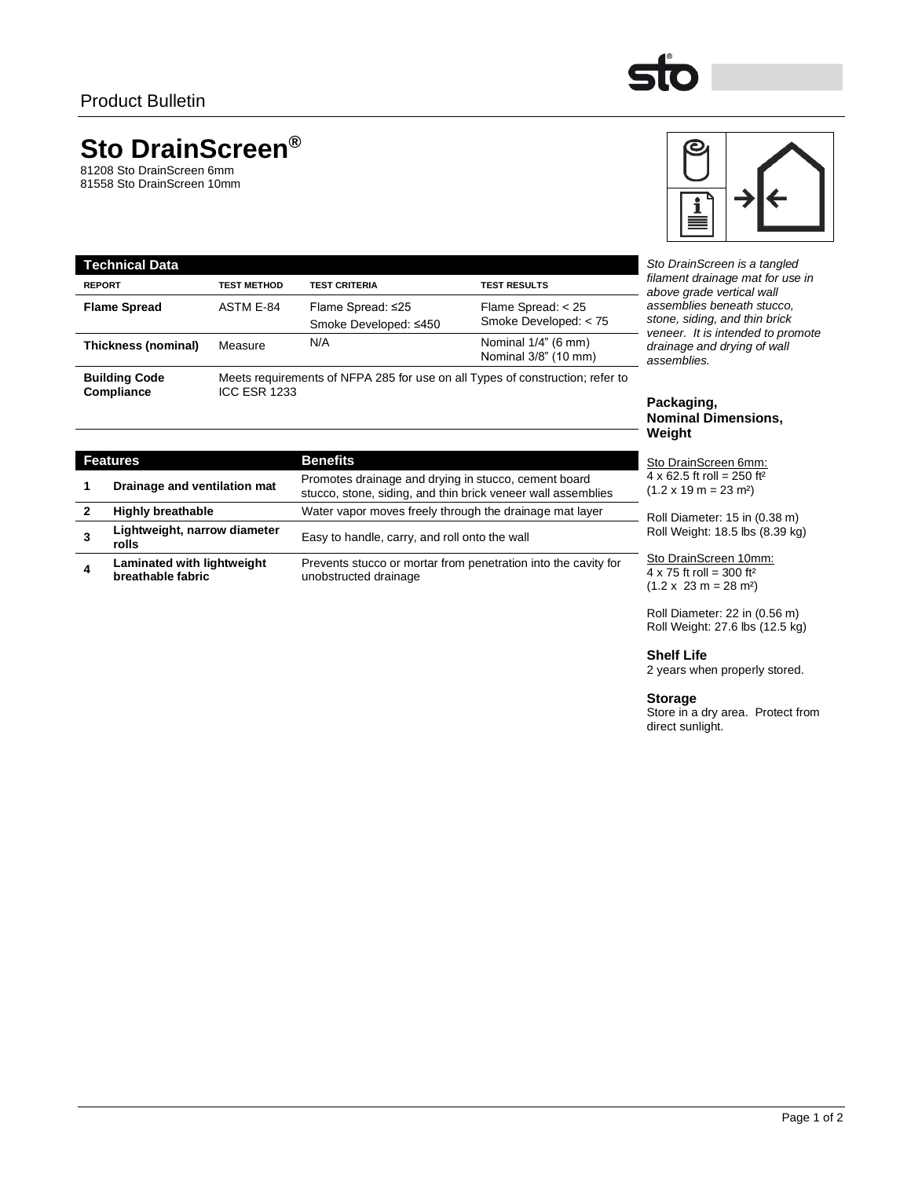Product Bulletin

# Sto DrainScreen®

81208 Sto DrainScreen 6mm
81558 Sto DrainScreen 10mm

*Sto DrainScreen is a tangled filament drainage mat for use in above grade vertical wall assemblies beneath stucco, stone, siding, and thin brick veneer. It is intended to promote drainage and drying of wall assemblies.*

## Technical Data

| REPORT | TEST METHOD | TEST CRITERIA | TEST RESULTS |
|---|---|---|---|
| **Flame Spread** | ASTM E-84 | Flame Spread: ≤25<br>Smoke Developed: ≤450 | Flame Spread: < 25<br>Smoke Developed: < 75 |
| **Thickness (nominal)** | Measure | N/A | Nominal 1/4" (6 mm)<br>Nominal 3/8" (10 mm) |
| **Building Code Compliance** | Meets requirements of NFPA 285 for use on all Types of construction; refer to ICC ESR 1233 | | |

## Features / Benefits

| | Features | Benefits |
|---|---|---|
| 1 | **Drainage and ventilation mat** | Promotes drainage and drying in stucco, cement board stucco, stone, siding, and thin brick veneer wall assemblies |
| 2 | **Highly breathable** | Water vapor moves freely through the drainage mat layer |
| 3 | **Lightweight, narrow diameter rolls** | Easy to handle, carry, and roll onto the wall |
| 4 | **Laminated with lightweight breathable fabric** | Prevents stucco or mortar from penetration into the cavity for unobstructed drainage |

### Packaging, Nominal Dimensions, Weight

Sto DrainScreen 6mm:
4 x 62.5 ft roll = 250 ft²
(1.2 x 19 m = 23 m²)

Roll Diameter: 15 in (0.38 m)
Roll Weight: 18.5 lbs (8.39 kg)

Sto DrainScreen 10mm:
4 x 75 ft roll = 300 ft²
(1.2 x 23 m = 28 m²)

Roll Diameter: 22 in (0.56 m)
Roll Weight: 27.6 lbs (12.5 kg)

### Shelf Life

2 years when properly stored.

### Storage

Store in a dry area. Protect from direct sunlight.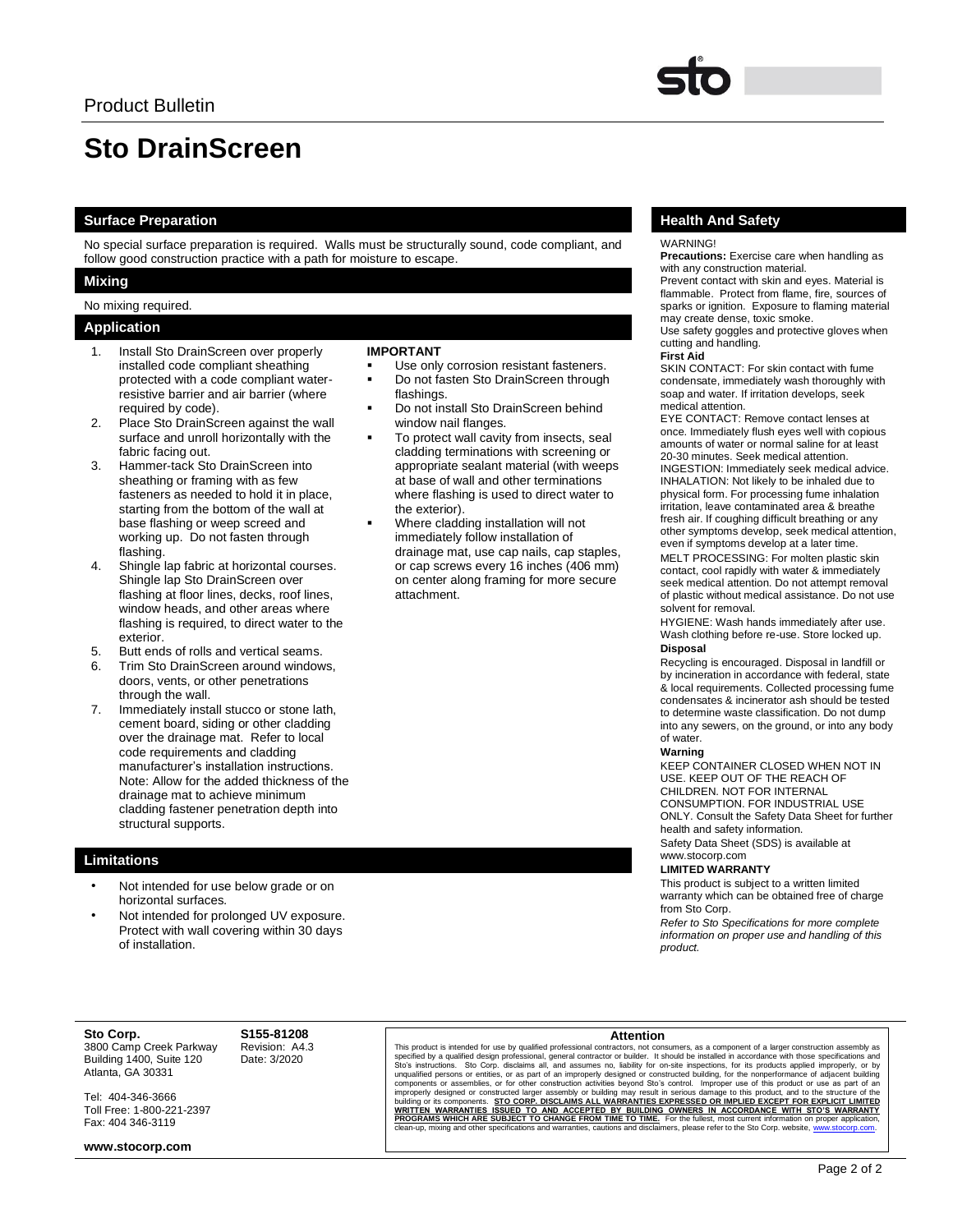Product Bulletin

# Sto DrainScreen

## Surface Preparation

No special surface preparation is required. Walls must be structurally sound, code compliant, and follow good construction practice with a path for moisture to escape.

## Mixing

No mixing required.

## Application

1. Install Sto DrainScreen over properly installed code compliant sheathing protected with a code compliant water-resistive barrier and air barrier (where required by code).
2. Place Sto DrainScreen against the wall surface and unroll horizontally with the fabric facing out.
3. Hammer-tack Sto DrainScreen into sheathing or framing with as few fasteners as needed to hold it in place, starting from the bottom of the wall at base flashing or weep screed and working up. Do not fasten through flashing.
4. Shingle lap fabric at horizontal courses. Shingle lap Sto DrainScreen over flashing at floor lines, decks, roof lines, window heads, and other areas where flashing is required, to direct water to the exterior.
5. Butt ends of rolls and vertical seams.
6. Trim Sto DrainScreen around windows, doors, vents, or other penetrations through the wall.
7. Immediately install stucco or stone lath, cement board, siding or other cladding over the drainage mat. Refer to local code requirements and cladding manufacturer's installation instructions. Note: Allow for the added thickness of the drainage mat to achieve minimum cladding fastener penetration depth into structural supports.

**IMPORTANT**

- Use only corrosion resistant fasteners.
- Do not fasten Sto DrainScreen through flashings.
- Do not install Sto DrainScreen behind window nail flanges.
- To protect wall cavity from insects, seal cladding terminations with screening or appropriate sealant material (with weeps at base of wall and other terminations where flashing is used to direct water to the exterior).
- Where cladding installation will not immediately follow installation of drainage mat, use cap nails, cap staples, or cap screws every 16 inches (406 mm) on center along framing for more secure attachment.

## Limitations

- Not intended for use below grade or on horizontal surfaces.
- Not intended for prolonged UV exposure. Protect with wall covering within 30 days of installation.

## Health And Safety

WARNING!

**Precautions:** Exercise care when handling as with any construction material.

Prevent contact with skin and eyes. Material is flammable. Protect from flame, fire, sources of sparks or ignition. Exposure to flaming material may create dense, toxic smoke.

Use safety goggles and protective gloves when cutting and handling.

**First Aid**

SKIN CONTACT: For skin contact with fume condensate, immediately wash thoroughly with soap and water. If irritation develops, seek medical attention.

EYE CONTACT: Remove contact lenses at once. Immediately flush eyes well with copious amounts of water or normal saline for at least 20-30 minutes. Seek medical attention.

INGESTION: Immediately seek medical advice.

INHALATION: Not likely to be inhaled due to physical form. For processing fume inhalation irritation, leave contaminated area & breathe fresh air. If coughing difficult breathing or any other symptoms develop, seek medical attention, even if symptoms develop at a later time.

MELT PROCESSING: For molten plastic skin contact, cool rapidly with water & immediately seek medical attention. Do not attempt removal of plastic without medical assistance. Do not use solvent for removal.

HYGIENE: Wash hands immediately after use. Wash clothing before re-use. Store locked up.

**Disposal**

Recycling is encouraged. Disposal in landfill or by incineration in accordance with federal, state & local requirements. Collected processing fume condensates & incinerator ash should be tested to determine waste classification. Do not dump into any sewers, on the ground, or into any body of water.

**Warning**

KEEP CONTAINER CLOSED WHEN NOT IN USE. KEEP OUT OF THE REACH OF CHILDREN. NOT FOR INTERNAL CONSUMPTION. FOR INDUSTRIAL USE ONLY. Consult the Safety Data Sheet for further health and safety information.

Safety Data Sheet (SDS) is available at www.stocorp.com

**LIMITED WARRANTY**

This product is subject to a written limited warranty which can be obtained free of charge from Sto Corp.

*Refer to Sto Specifications for more complete information on proper use and handling of this product.*

---

**Sto Corp.**
3800 Camp Creek Parkway
Building 1400, Suite 120
Atlanta, GA 30331

Tel: 404-346-3666
Toll Free: 1-800-221-2397
Fax: 404 346-3119

**www.stocorp.com**

**S155-81208**
Revision: A4.3
Date: 3/2020

**Attention**

This product is intended for use by qualified professional contractors, not consumers, as a component of a larger construction assembly as specified by a qualified design professional, general contractor or builder. It should be installed in accordance with those specifications and Sto's instructions. Sto Corp. disclaims all, and assumes no, liability for on-site inspections, for its products applied improperly, or by unqualified persons or entities, or as part of an improperly designed or constructed building, for the nonperformance of adjacent building components or assemblies, or for other construction activities beyond Sto's control. Improper use of this product or use as part of an improperly designed or constructed larger assembly or building may result in serious damage to this product, and to the structure of the building or its components. **STO CORP. DISCLAIMS ALL WARRANTIES EXPRESSED OR IMPLIED EXCEPT FOR EXPLICIT LIMITED WRITTEN WARRANTIES ISSUED TO AND ACCEPTED BY BUILDING OWNERS IN ACCORDANCE WITH STO'S WARRANTY PROGRAMS WHICH ARE SUBJECT TO CHANGE FROM TIME TO TIME.** For the fullest, most current information on proper application, clean-up, mixing and other specifications and warranties, cautions and disclaimers, please refer to the Sto Corp. website, www.stocorp.com.